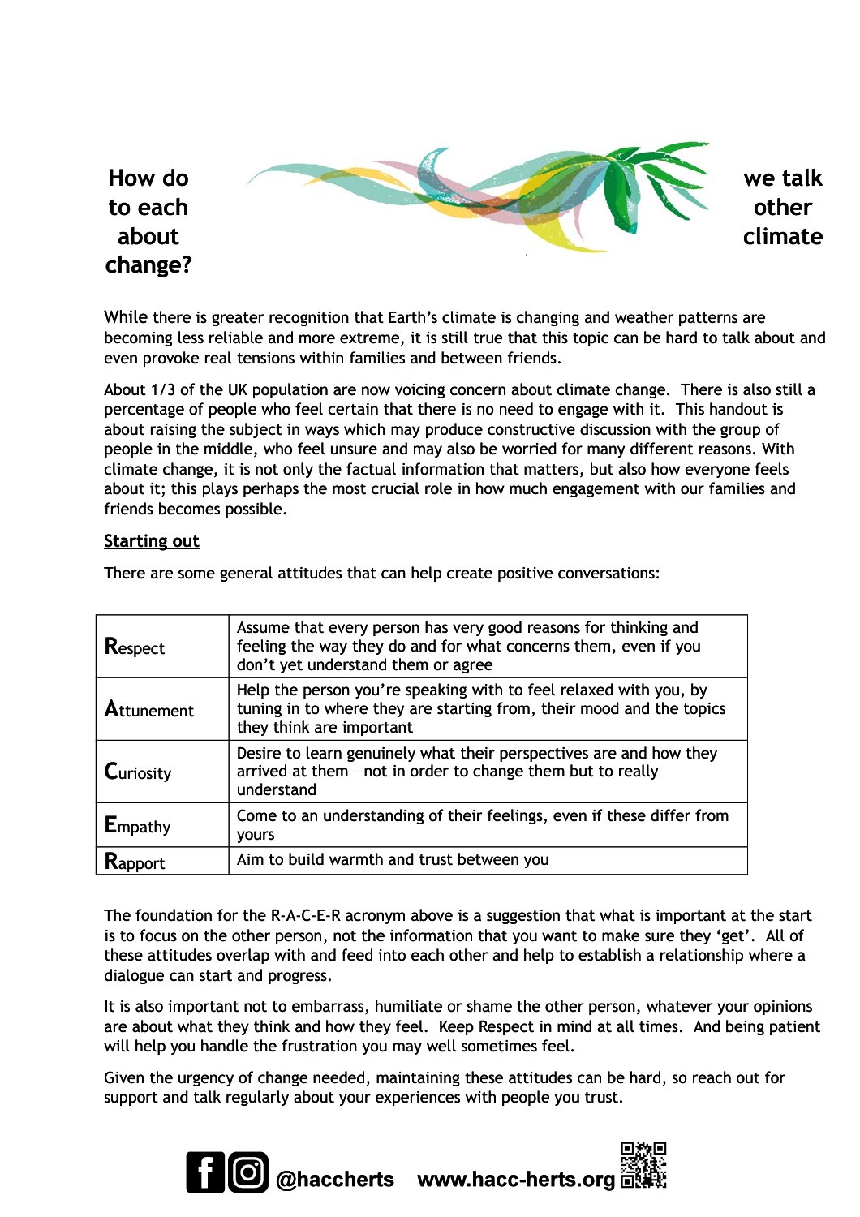# How do we talk to each other about climate change?

While there is greater recognition that Earth's climate is changing and weather patterns are becoming less reliable and more extreme, it is still true that this topic can be hard to talk about and even provoke real tensions within families and between friends.

About 1/3 of the UK population are now voicing concern about climate change. There is also still a percentage of people who feel certain that there is no need to engage with it. This handout is about raising the subject in ways which may produce constructive discussion with the group of people in the middle, who feel unsure and may also be worried for many different reasons. With climate change, it is not only the factual information that matters, but also how everyone feels about it; this plays perhaps the most crucial role in how much engagement with our families and friends becomes possible.

## Starting out

There are some general attitudes that can help create positive conversations:

| | |
|---|---|
| **R**espect | Assume that every person has very good reasons for thinking and feeling the way they do and for what concerns them, even if you don't yet understand them or agree |
| **A**ttunement | Help the person you're speaking with to feel relaxed with you, by tuning in to where they are starting from, their mood and the topics they think are important |
| **C**uriosity | Desire to learn genuinely what their perspectives are and how they arrived at them – not in order to change them but to really understand |
| **E**mpathy | Come to an understanding of their feelings, even if these differ from yours |
| **R**apport | Aim to build warmth and trust between you |

The foundation for the R-A-C-E-R acronym above is a suggestion that what is important at the start is to focus on the other person, not the information that you want to make sure they 'get'. All of these attitudes overlap with and feed into each other and help to establish a relationship where a dialogue can start and progress.

It is also important not to embarrass, humiliate or shame the other person, whatever your opinions are about what they think and how they feel. Keep Respect in mind at all times. And being patient will help you handle the frustration you may well sometimes feel.

Given the urgency of change needed, maintaining these attitudes can be hard, so reach out for support and talk regularly about your experiences with people you trust.

@haccherts www.hacc-herts.org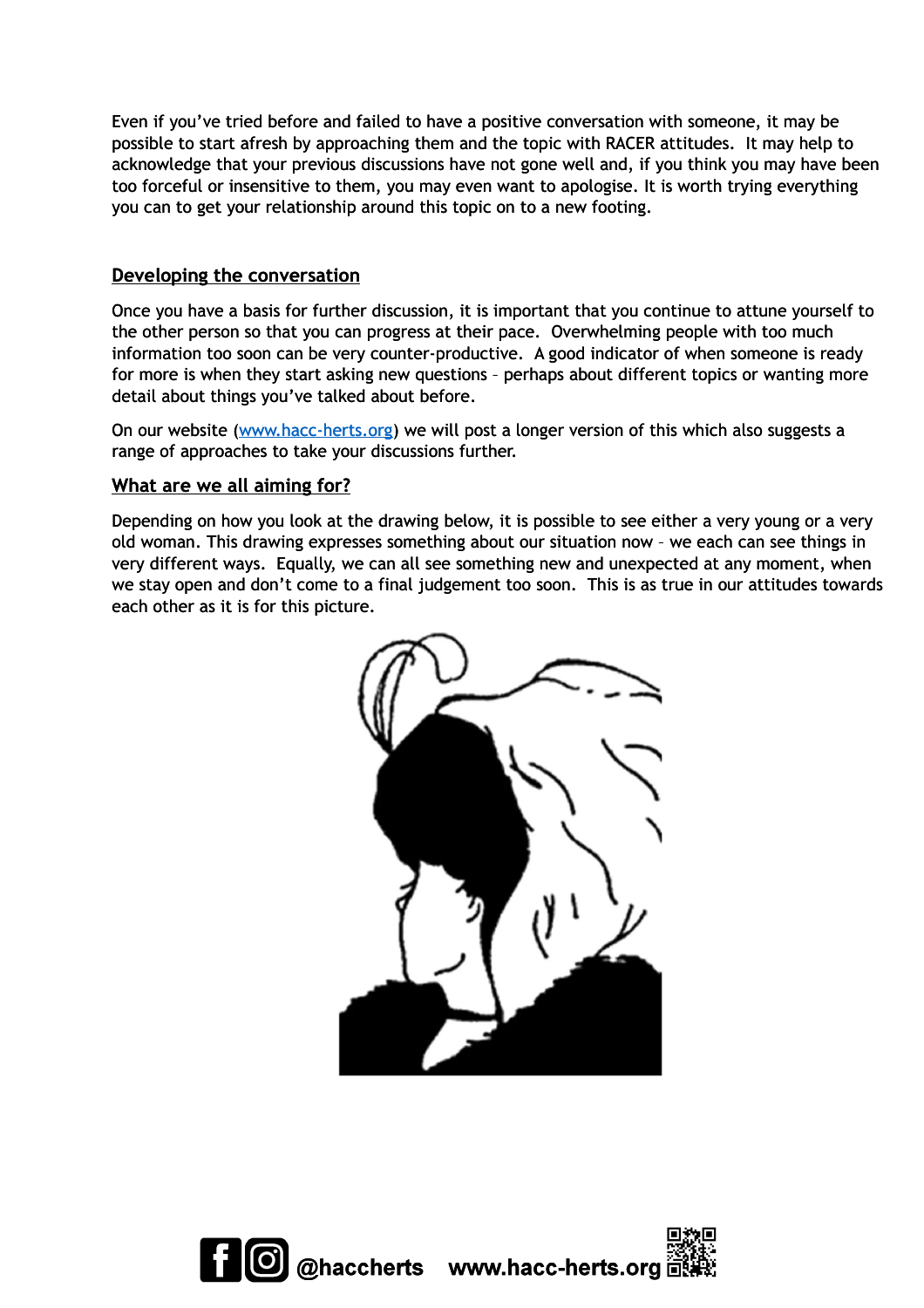Even if you've tried before and failed to have a positive conversation with someone, it may be possible to start afresh by approaching them and the topic with RACER attitudes. It may help to acknowledge that your previous discussions have not gone well and, if you think you may have been too forceful or insensitive to them, you may even want to apologise. It is worth trying everything you can to get your relationship around this topic on to a new footing.

## Developing the conversation

Once you have a basis for further discussion, it is important that you continue to attune yourself to the other person so that you can progress at their pace. Overwhelming people with too much information too soon can be very counter-productive. A good indicator of when someone is ready for more is when they start asking new questions – perhaps about different topics or wanting more detail about things you've talked about before.

On our website ([www.hacc-herts.org](http://www.hacc-herts.org)) we will post a longer version of this which also suggests a range of approaches to take your discussions further.

## What are we all aiming for?

Depending on how you look at the drawing below, it is possible to see either a very young or a very old woman. This drawing expresses something about our situation now – we each can see things in very different ways. Equally, we can all see something new and unexpected at any moment, when we stay open and don't come to a final judgement too soon. This is as true in our attitudes towards each other as it is for this picture.

@haccherts www.hacc-herts.org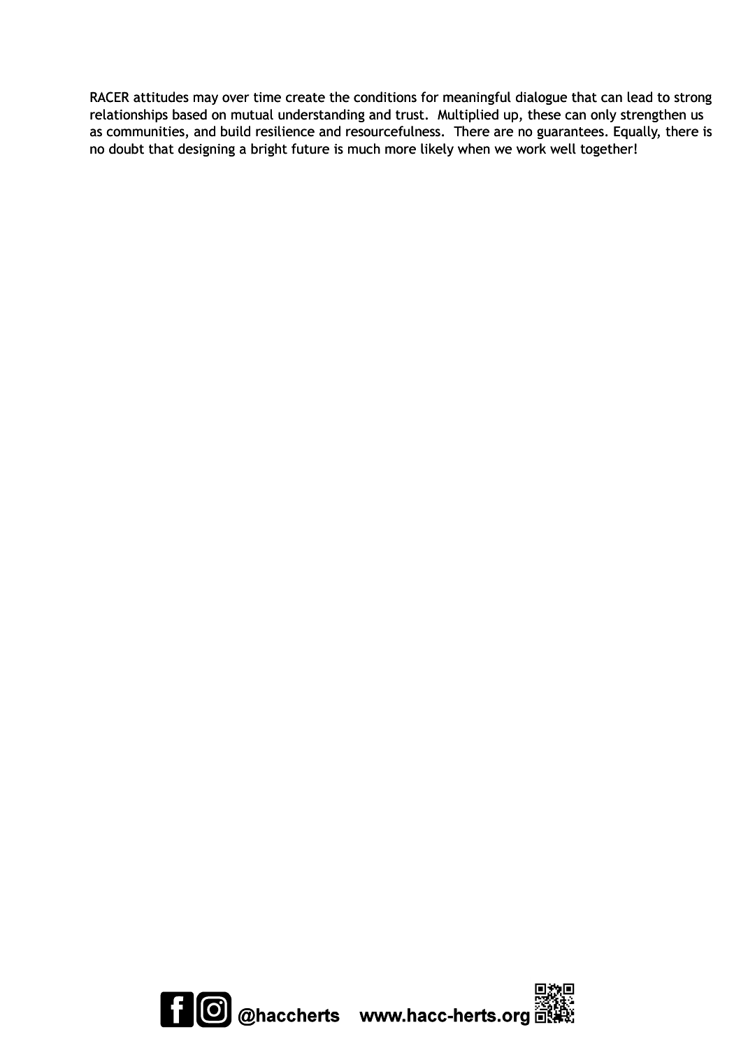RACER attitudes may over time create the conditions for meaningful dialogue that can lead to strong relationships based on mutual understanding and trust. Multiplied up, these can only strengthen us as communities, and build resilience and resourcefulness. There are no guarantees. Equally, there is no doubt that designing a bright future is much more likely when we work well together!

**@haccherts www.hacc-herts.org**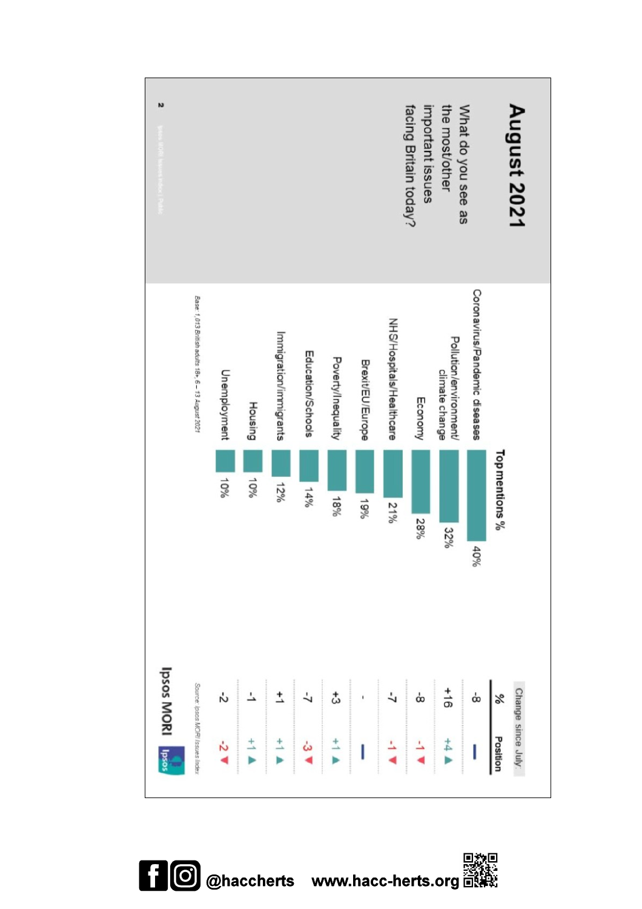# August 2021

What do you see as the most/other important issues facing Britain today?

Top mentions %

Coronavirus/Pandemic diseases 40%

Pollution/environment/climate change 32%

Economy 28%

NHS/Hospitals/Healthcare 21%

Brexit/EU/Europe 19%

Poverty/Inequality 18%

Education/Schools 14%

Immigration/immigrants 12%

Housing 10%

Unemployment 10%

Change since July

% Position

-8 –

+16 +4 ▲

-8 -1 ▼

-7 -1 ▼

- –

+3 +1 ▲

-7 -3 ▼

+1 +1 ▲

-1 +1 ▲

-2 -2 ▼

*Base: 1,013 British adults 18+, 6 – 13 August 2021*

*Source: Ipsos MORI Issues Index*

Ipsos MORI

Ipsos MORI Issues Index | Public